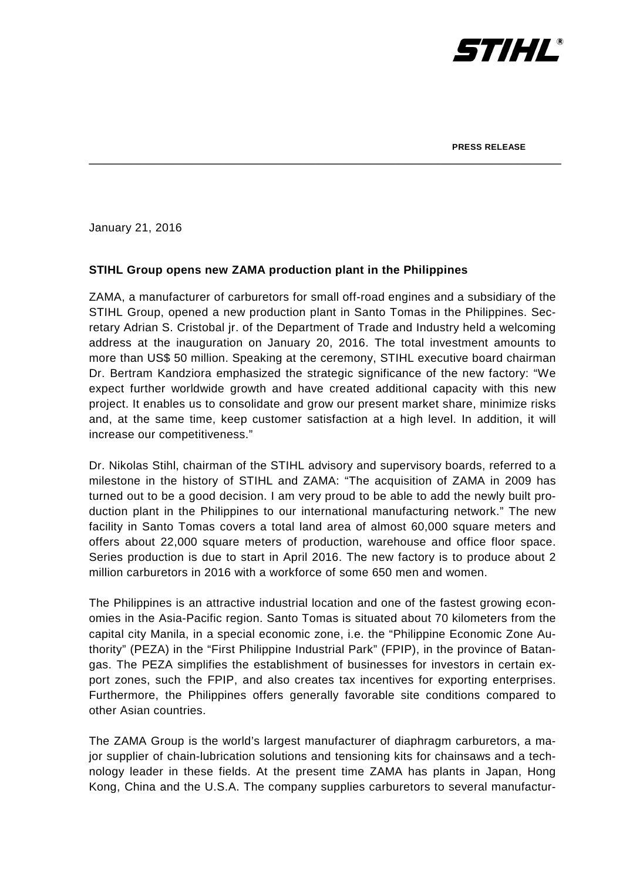**PRESS RELEASE**

January 21, 2016

**STIHL Group opens new ZAMA production plant in the Philippines**

ZAMA, a manufacturer of carburetors for small off-road engines and a subsidiary of the STIHL Group, opened a new production plant in Santo Tomas in the Philippines. Secretary Adrian S. Cristobal jr. of the Department of Trade and Industry held a welcoming address at the inauguration on January 20, 2016. The total investment amounts to more than US$ 50 million. Speaking at the ceremony, STIHL executive board chairman Dr. Bertram Kandziora emphasized the strategic significance of the new factory: "We expect further worldwide growth and have created additional capacity with this new project. It enables us to consolidate and grow our present market share, minimize risks and, at the same time, keep customer satisfaction at a high level. In addition, it will increase our competitiveness."

Dr. Nikolas Stihl, chairman of the STIHL advisory and supervisory boards, referred to a milestone in the history of STIHL and ZAMA: "The acquisition of ZAMA in 2009 has turned out to be a good decision. I am very proud to be able to add the newly built production plant in the Philippines to our international manufacturing network." The new facility in Santo Tomas covers a total land area of almost 60,000 square meters and offers about 22,000 square meters of production, warehouse and office floor space. Series production is due to start in April 2016. The new factory is to produce about 2 million carburetors in 2016 with a workforce of some 650 men and women.

The Philippines is an attractive industrial location and one of the fastest growing economies in the Asia-Pacific region. Santo Tomas is situated about 70 kilometers from the capital city Manila, in a special economic zone, i.e. the "Philippine Economic Zone Authority" (PEZA) in the "First Philippine Industrial Park" (FPIP), in the province of Batangas. The PEZA simplifies the establishment of businesses for investors in certain export zones, such the FPIP, and also creates tax incentives for exporting enterprises. Furthermore, the Philippines offers generally favorable site conditions compared to other Asian countries.

The ZAMA Group is the world's largest manufacturer of diaphragm carburetors, a major supplier of chain-lubrication solutions and tensioning kits for chainsaws and a technology leader in these fields. At the present time ZAMA has plants in Japan, Hong Kong, China and the U.S.A. The company supplies carburetors to several manufactur-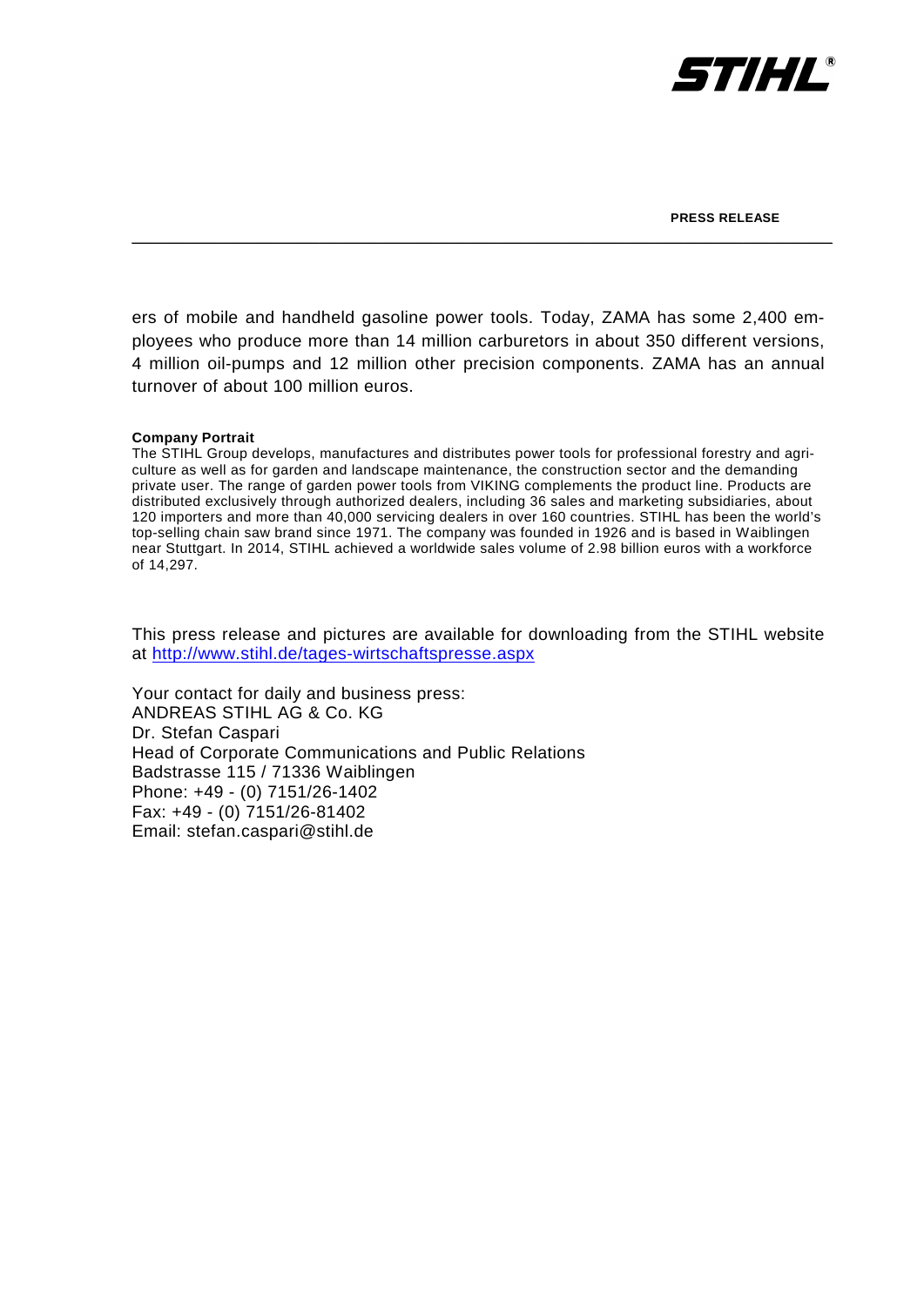ers of mobile and handheld gasoline power tools. Today, ZAMA has some 2,400 employees who produce more than 14 million carburetors in about 350 different versions, 4 million oil-pumps and 12 million other precision components. ZAMA has an annual turnover of about 100 million euros.

**Company Portrait**

The STIHL Group develops, manufactures and distributes power tools for professional forestry and agriculture as well as for garden and landscape maintenance, the construction sector and the demanding private user. The range of garden power tools from VIKING complements the product line. Products are distributed exclusively through authorized dealers, including 36 sales and marketing subsidiaries, about 120 importers and more than 40,000 servicing dealers in over 160 countries. STIHL has been the world's top-selling chain saw brand since 1971. The company was founded in 1926 and is based in Waiblingen near Stuttgart. In 2014, STIHL achieved a worldwide sales volume of 2.98 billion euros with a workforce of 14,297.

This press release and pictures are available for downloading from the STIHL website at [http://www.stihl.de/tages-wirtschaftspresse.aspx](http://www.stihl.de/tages-wirtschaftspresse.aspx)

Your contact for daily and business press:
ANDREAS STIHL AG & Co. KG
Dr. Stefan Caspari
Head of Corporate Communications and Public Relations
Badstrasse 115 / 71336 Waiblingen
Phone: +49 - (0) 7151/26-1402
Fax: +49 - (0) 7151/26-81402
Email: stefan.caspari@stihl.de